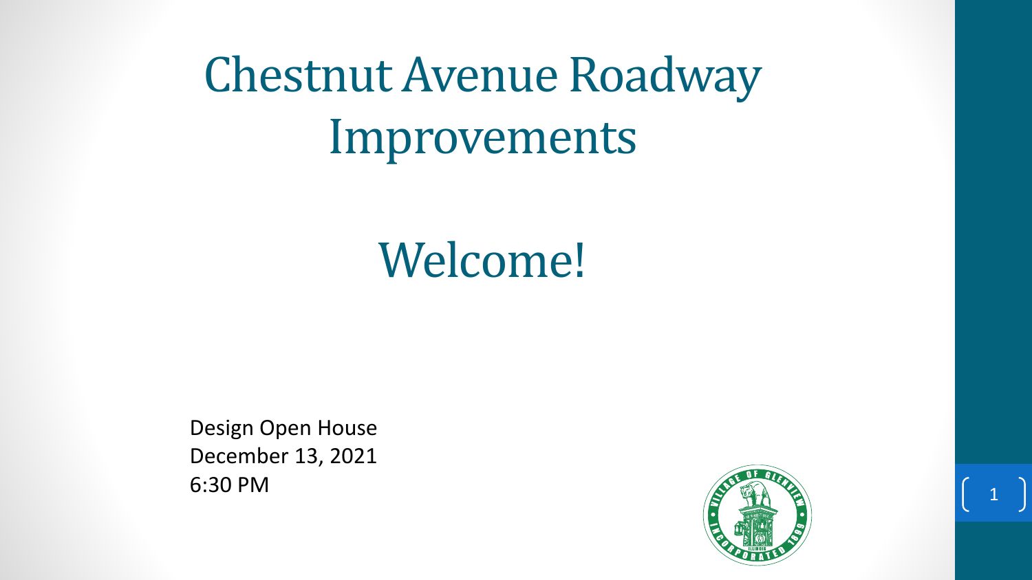# Chestnut Avenue Roadway Improvements

## Welcome!

Design Open House
December 13, 2021
6:30 PM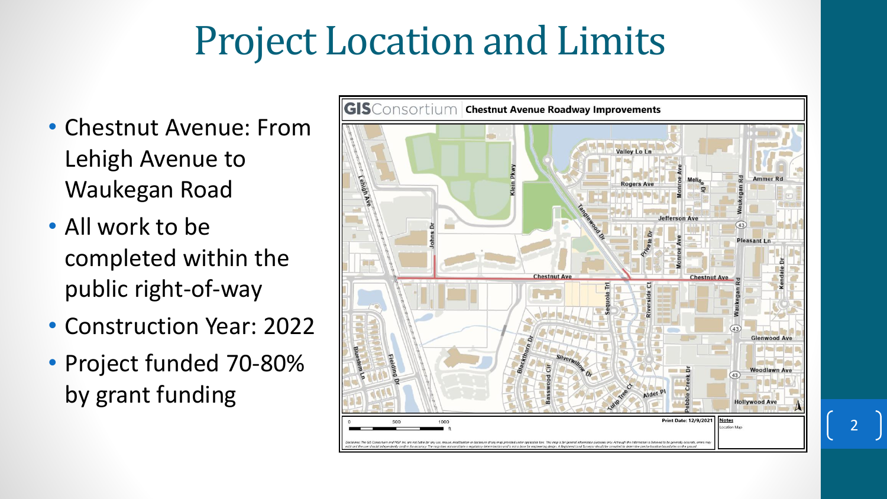# Project Location and Limits

- Chestnut Avenue: From Lehigh Avenue to Waukegan Road
- All work to be completed within the public right-of-way
- Construction Year: 2022
- Project funded 70-80% by grant funding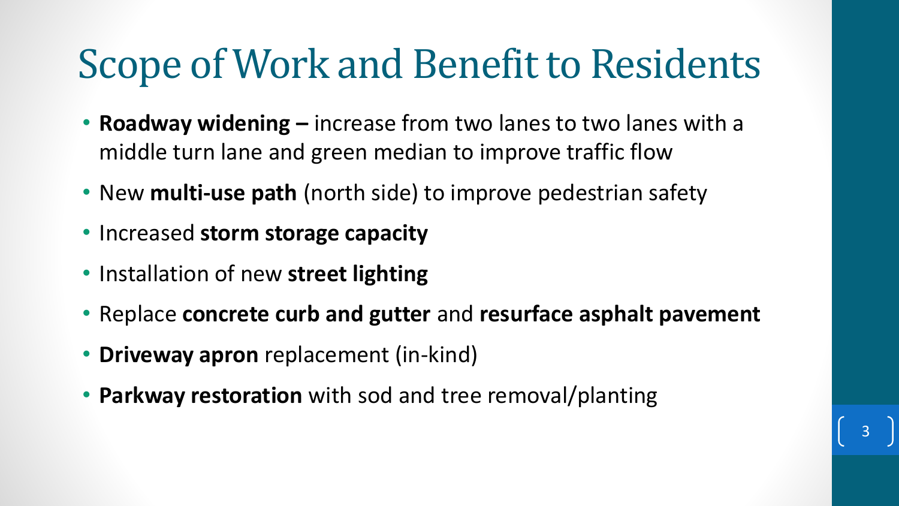# Scope of Work and Benefit to Residents

- **Roadway widening –** increase from two lanes to two lanes with a middle turn lane and green median to improve traffic flow
- New **multi-use path** (north side) to improve pedestrian safety
- Increased **storm storage capacity**
- Installation of new **street lighting**
- Replace **concrete curb and gutter** and **resurface asphalt pavement**
- **Driveway apron** replacement (in-kind)
- **Parkway restoration** with sod and tree removal/planting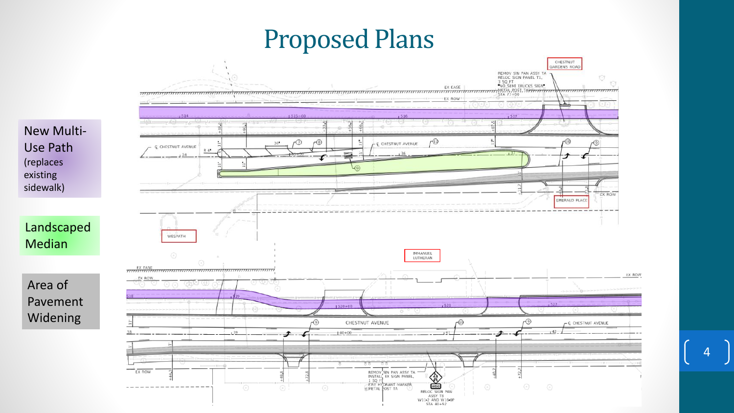# Proposed Plans

New Multi-Use Path (replaces existing sidewalk)

Landscaped Median

Area of Pavement Widening

CHESTNUT GARDENS ROAD

EMERALD PLACE

WESPATH

IMMANUEL LUTHERAN

CHESTNUT AVENUE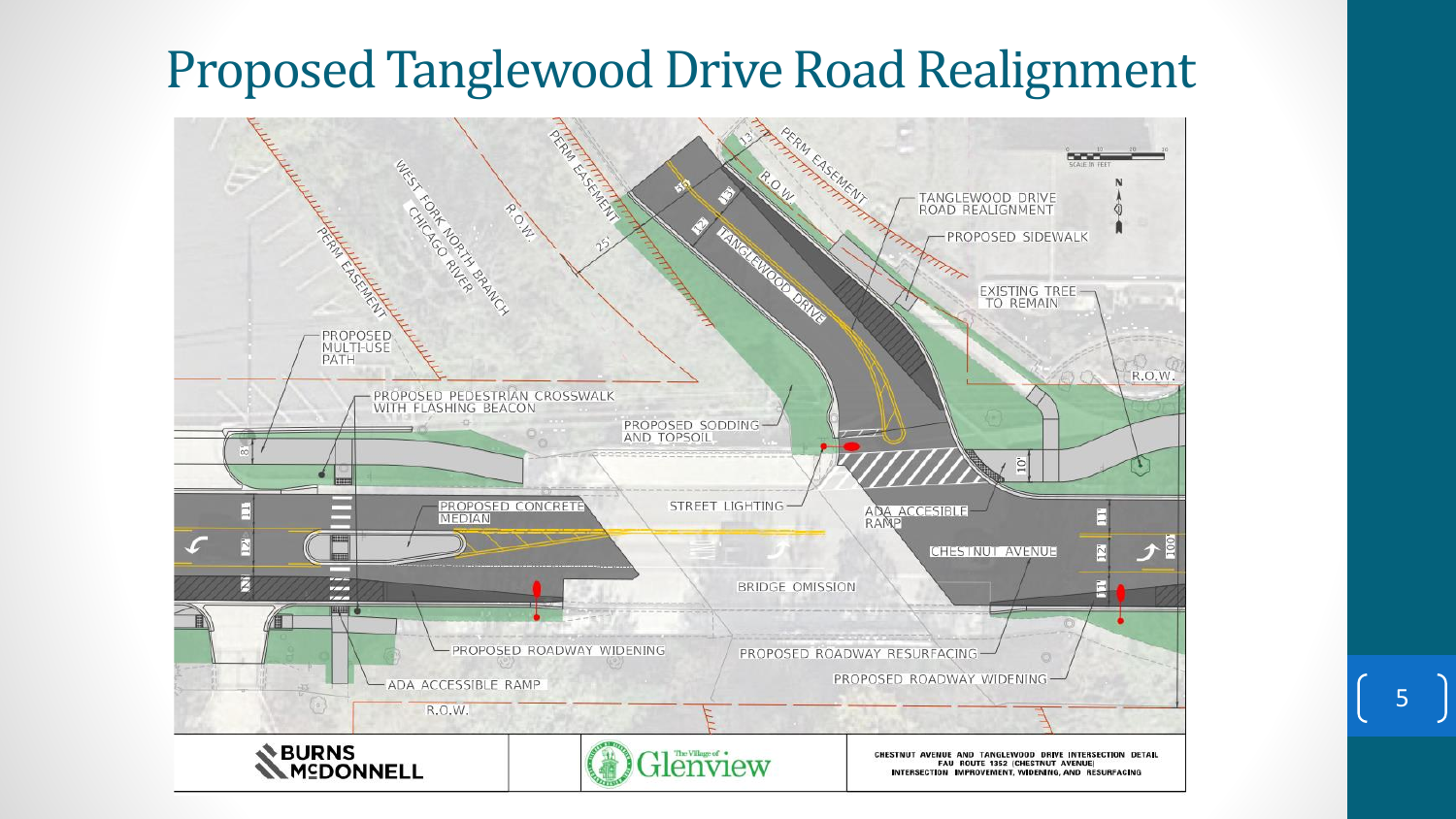# Proposed Tanglewood Drive Road Realignment

PERM EASEMENT

R.O.W.

TANGLEWOOD DRIVE ROAD REALIGNMENT

PROPOSED SIDEWALK

EXISTING TREE TO REMAIN

WEST FORK NORTH BRANCH CHICAGO RIVER

TANGLEWOOD DRIVE

PROPOSED MULTI-USE PATH

PROPOSED PEDESTRIAN CROSSWALK WITH FLASHING BEACON

PROPOSED SODDING AND TOPSOIL

PROPOSED CONCRETE MEDIAN

STREET LIGHTING

ADA ACCESIBLE RAMP

CHESTNUT AVENUE

BRIDGE OMISSION

PROPOSED ROADWAY WIDENING

PROPOSED ROADWAY RESURFACING

ADA ACCESSIBLE RAMP

BURNS McDONNELL

The Village of Glenview

CHESTNUT AVENUE AND TANGLEWOOD DRIVE INTERSECTION DETAIL
FAU ROUTE 1352 (CHESTNUT AVENUE)
INTERSECTION IMPROVEMENT, WIDENING, AND RESURFACING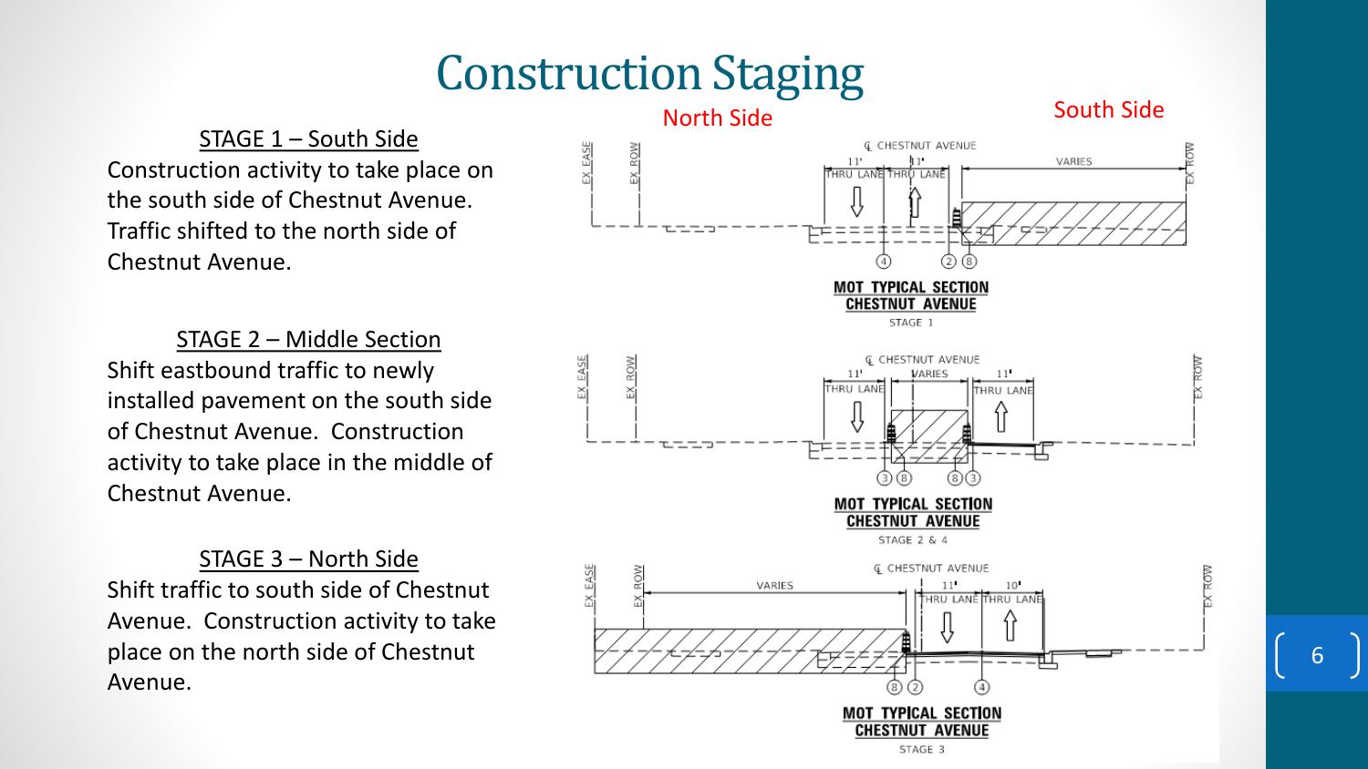# Construction Staging

## STAGE 1 – South Side

Construction activity to take place on the south side of Chestnut Avenue. Traffic shifted to the north side of Chestnut Avenue.

## STAGE 2 – Middle Section

Shift eastbound traffic to newly installed pavement on the south side of Chestnut Avenue. Construction activity to take place in the middle of Chestnut Avenue.

## STAGE 3 – North Side

Shift traffic to south side of Chestnut Avenue. Construction activity to take place on the north side of Chestnut Avenue.

North Side

South Side

**MOT TYPICAL SECTION CHESTNUT AVENUE**

STAGE 1

**MOT TYPICAL SECTION CHESTNUT AVENUE**

STAGE 2 & 4

**MOT TYPICAL SECTION CHESTNUT AVENUE**

STAGE 3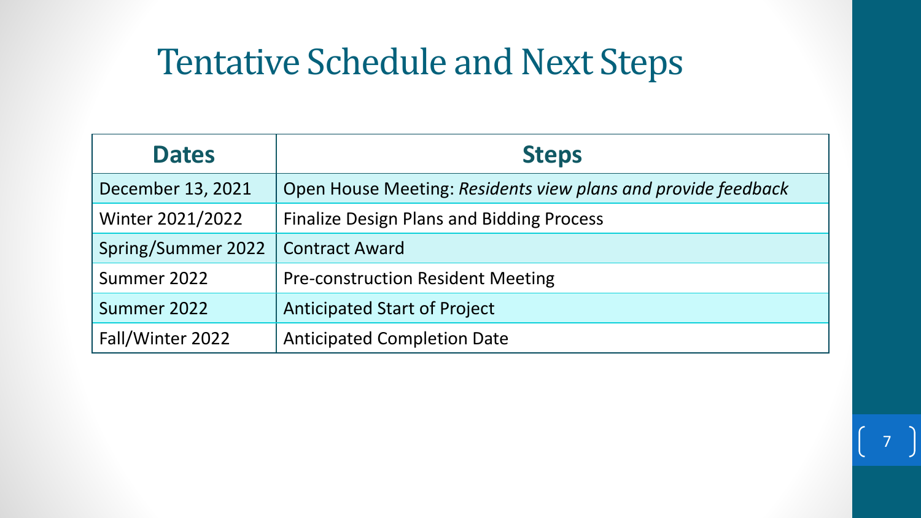# Tentative Schedule and Next Steps

| Dates | Steps |
|---|---|
| December 13, 2021 | Open House Meeting: *Residents view plans and provide feedback* |
| Winter 2021/2022 | Finalize Design Plans and Bidding Process |
| Spring/Summer 2022 | Contract Award |
| Summer 2022 | Pre-construction Resident Meeting |
| Summer 2022 | Anticipated Start of Project |
| Fall/Winter 2022 | Anticipated Completion Date |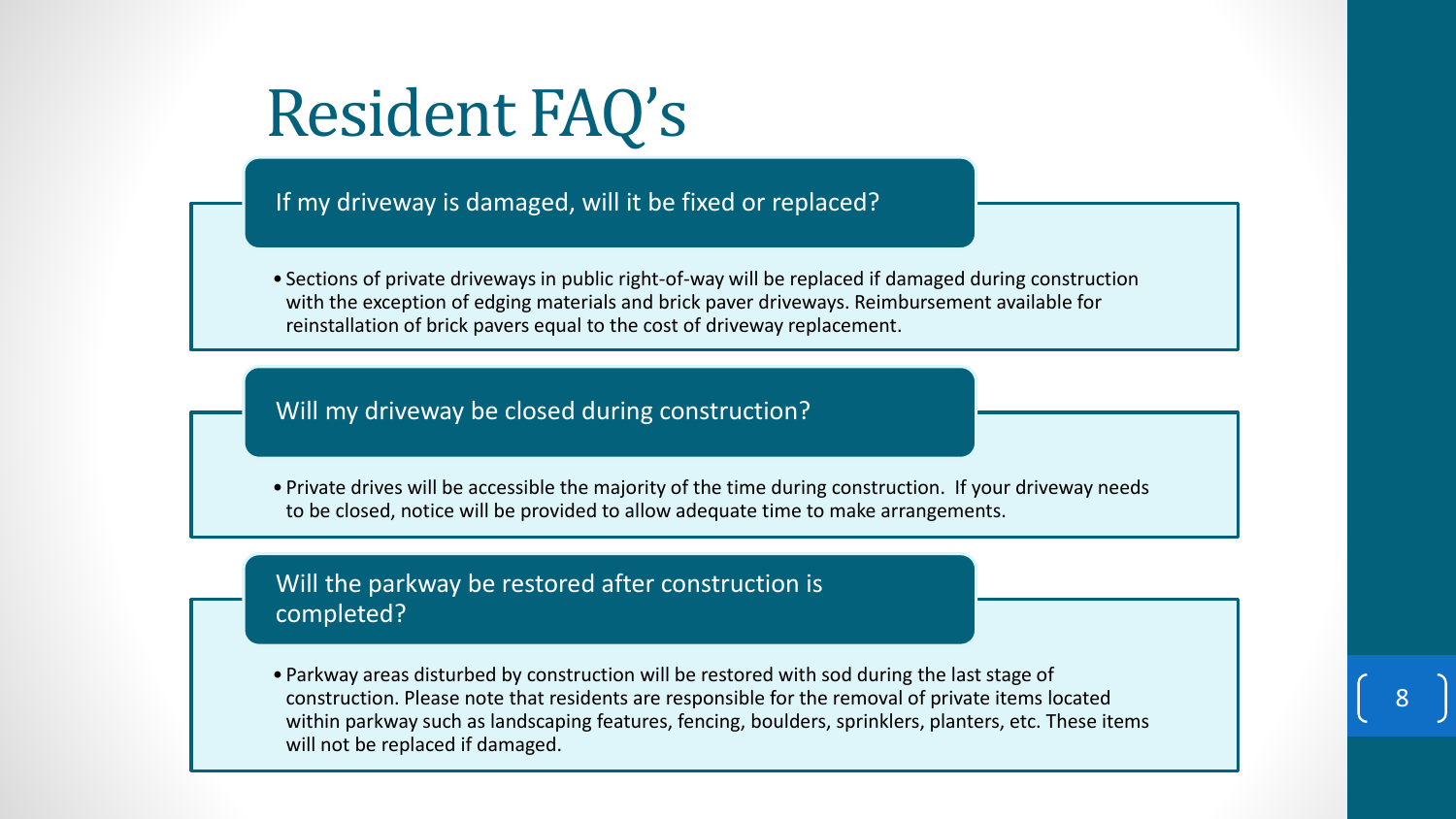# Resident FAQ’s

## If my driveway is damaged, will it be fixed or replaced?

- Sections of private driveways in public right-of-way will be replaced if damaged during construction with the exception of edging materials and brick paver driveways. Reimbursement available for reinstallation of brick pavers equal to the cost of driveway replacement.

## Will my driveway be closed during construction?

- Private drives will be accessible the majority of the time during construction. If your driveway needs to be closed, notice will be provided to allow adequate time to make arrangements.

## Will the parkway be restored after construction is completed?

- Parkway areas disturbed by construction will be restored with sod during the last stage of construction. Please note that residents are responsible for the removal of private items located within parkway such as landscaping features, fencing, boulders, sprinklers, planters, etc. These items will not be replaced if damaged.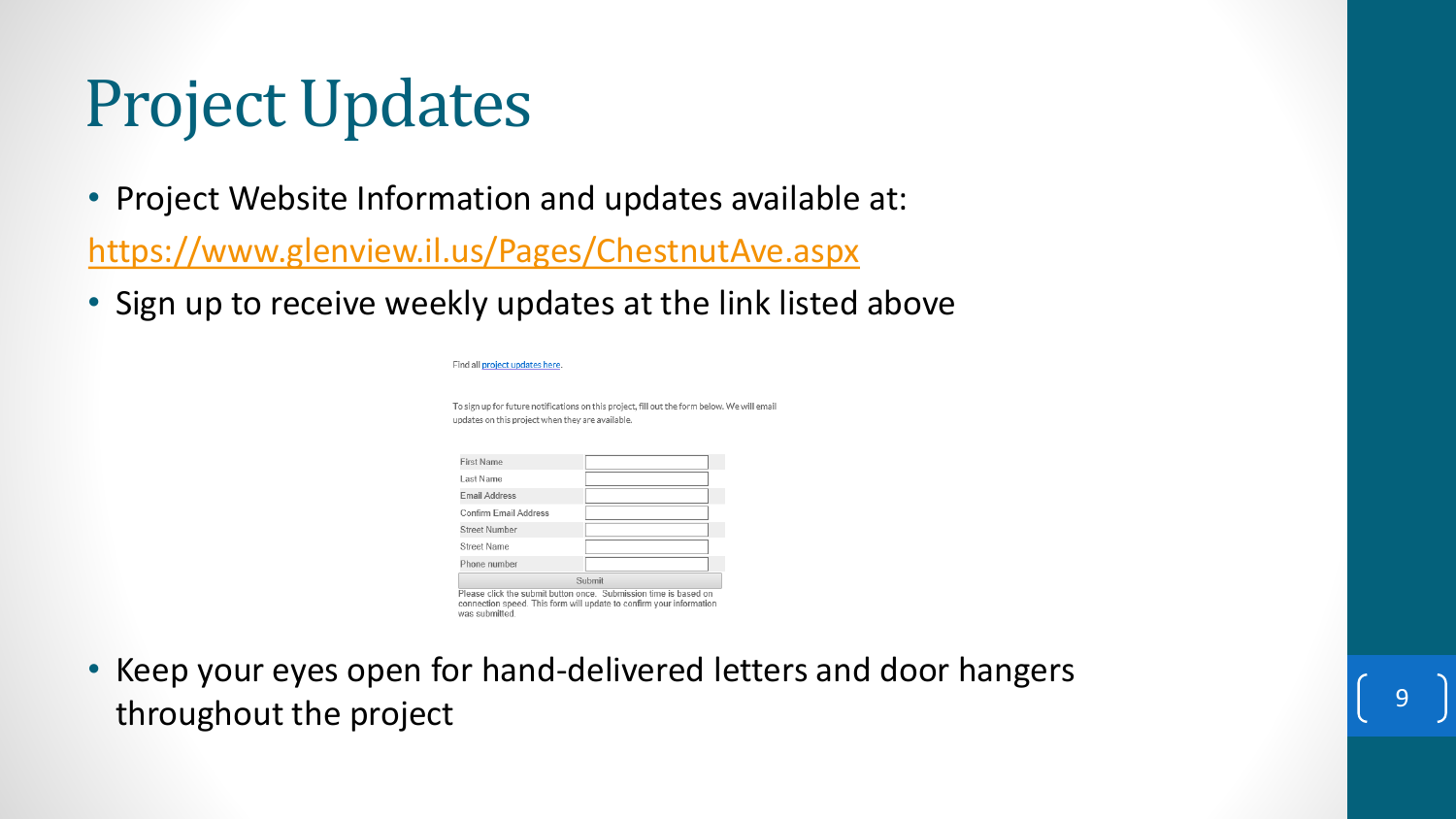# Project Updates

- Project Website Information and updates available at:

https://www.glenview.il.us/Pages/ChestnutAve.aspx

- Sign up to receive weekly updates at the link listed above

Find all project updates here.

To sign up for future notifications on this project, fill out the form below. We will email updates on this project when they are available.

| First Name | |
|---|---|
| Last Name | |
| Email Address | |
| Confirm Email Address | |
| Street Number | |
| Street Name | |
| Phone number | |

Submit

Please click the submit button once. Submission time is based on connection speed. This form will update to confirm your information was submitted.

- Keep your eyes open for hand-delivered letters and door hangers throughout the project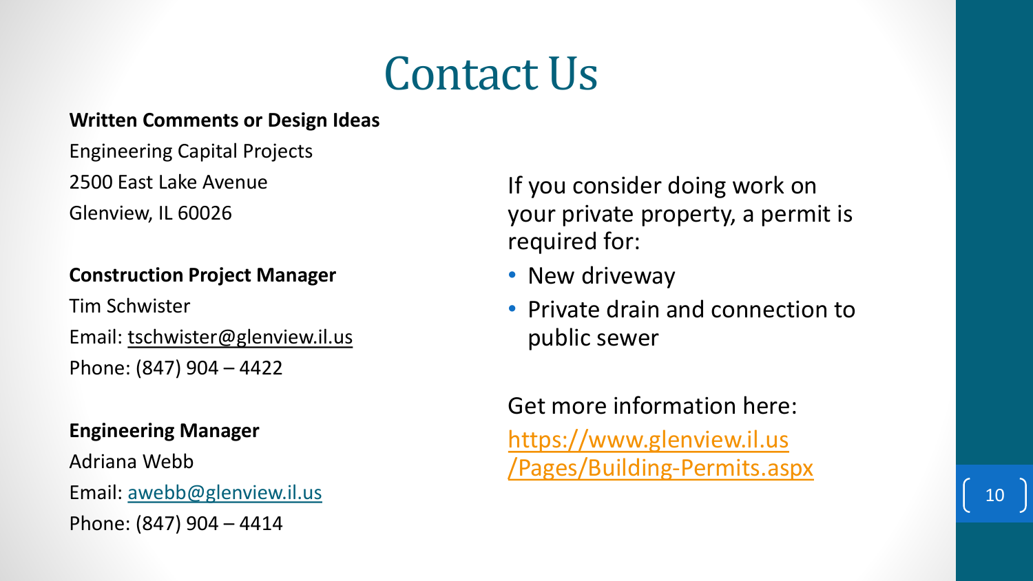# Contact Us

**Written Comments or Design Ideas**

Engineering Capital Projects

2500 East Lake Avenue

Glenview, IL 60026

**Construction Project Manager**

Tim Schwister

Email: tschwister@glenview.il.us

Phone: (847) 904 – 4422

**Engineering Manager**

Adriana Webb

Email: awebb@glenview.il.us

Phone: (847) 904 – 4414

If you consider doing work on your private property, a permit is required for:

- New driveway
- Private drain and connection to public sewer

Get more information here:

https://www.glenview.il.us/Pages/Building-Permits.aspx